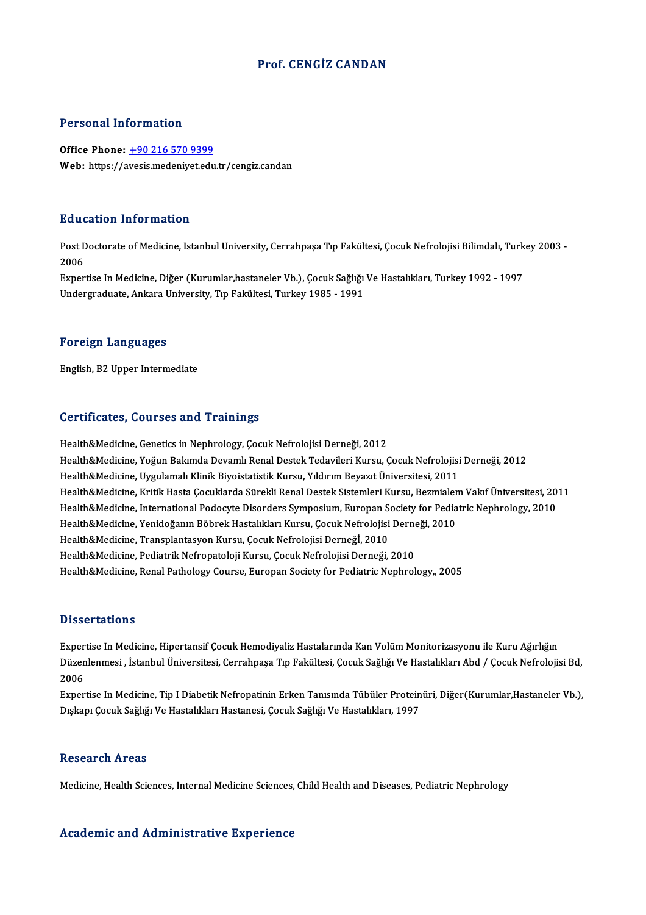# Prof. CENGİZ CANDAN

## Personal Information

**Office Phone:** +90 216 570 9399
**Web:** https://avesis.medeniyet.edu.tr/cengiz.candan

## Education Information

Post Doctorate of Medicine, Istanbul University, Cerrahpaşa Tıp Fakültesi, Çocuk Nefrolojisi Bilimdalı, Turkey 2003 - 2006

Expertise In Medicine, Diğer (Kurumlar,hastaneler Vb.), Çocuk Sağlığı Ve Hastalıkları, Turkey 1992 - 1997

Undergraduate, Ankara University, Tıp Fakültesi, Turkey 1985 - 1991

## Foreign Languages

English, B2 Upper Intermediate

## Certificates, Courses and Trainings

Health&Medicine, Genetics in Nephrology, Çocuk Nefrolojisi Derneği, 2012

Health&Medicine, Yoğun Bakımda Devamlı Renal Destek Tedavileri Kursu, Çocuk Nefrolojisi Derneği, 2012

Health&Medicine, Uygulamalı Klinik Biyoistatistik Kursu, Yıldırım Beyazıt Üniversitesi, 2011

Health&Medicine, Kritik Hasta Çocuklarda Sürekli Renal Destek Sistemleri Kursu, Bezmialem Vakıf Üniversitesi, 2011

Health&Medicine, International Podocyte Disorders Symposium, Europan Society for Pediatric Nephrology, 2010

Health&Medicine, Yenidoğanın Böbrek Hastalıkları Kursu, Çocuk Nefrolojisi Derneği, 2010

Health&Medicine, Transplantasyon Kursu, Çocuk Nefrolojisi Derneğİ, 2010

Health&Medicine, Pediatrik Nefropatoloji Kursu, Çocuk Nefrolojisi Derneği, 2010

Health&Medicine, Renal Pathology Course, Europan Society for Pediatric Nephrology,, 2005

## Dissertations

Expertise In Medicine, Hipertansif Çocuk Hemodiyaliz Hastalarında Kan Volüm Monitorizasyonu ile Kuru Ağırlığın Düzenlenmesi , İstanbul Üniversitesi, Cerrahpaşa Tıp Fakültesi, Çocuk Sağlığı Ve Hastalıkları Abd / Çocuk Nefrolojisi Bd, 2006

Expertise In Medicine, Tip I Diabetik Nefropatinin Erken Tanısında Tübüler Proteinüri, Diğer(Kurumlar,Hastaneler Vb.), Dışkapı Çocuk Sağlığı Ve Hastalıkları Hastanesi, Çocuk Sağlığı Ve Hastalıkları, 1997

## Research Areas

Medicine, Health Sciences, Internal Medicine Sciences, Child Health and Diseases, Pediatric Nephrology

## Academic and Administrative Experience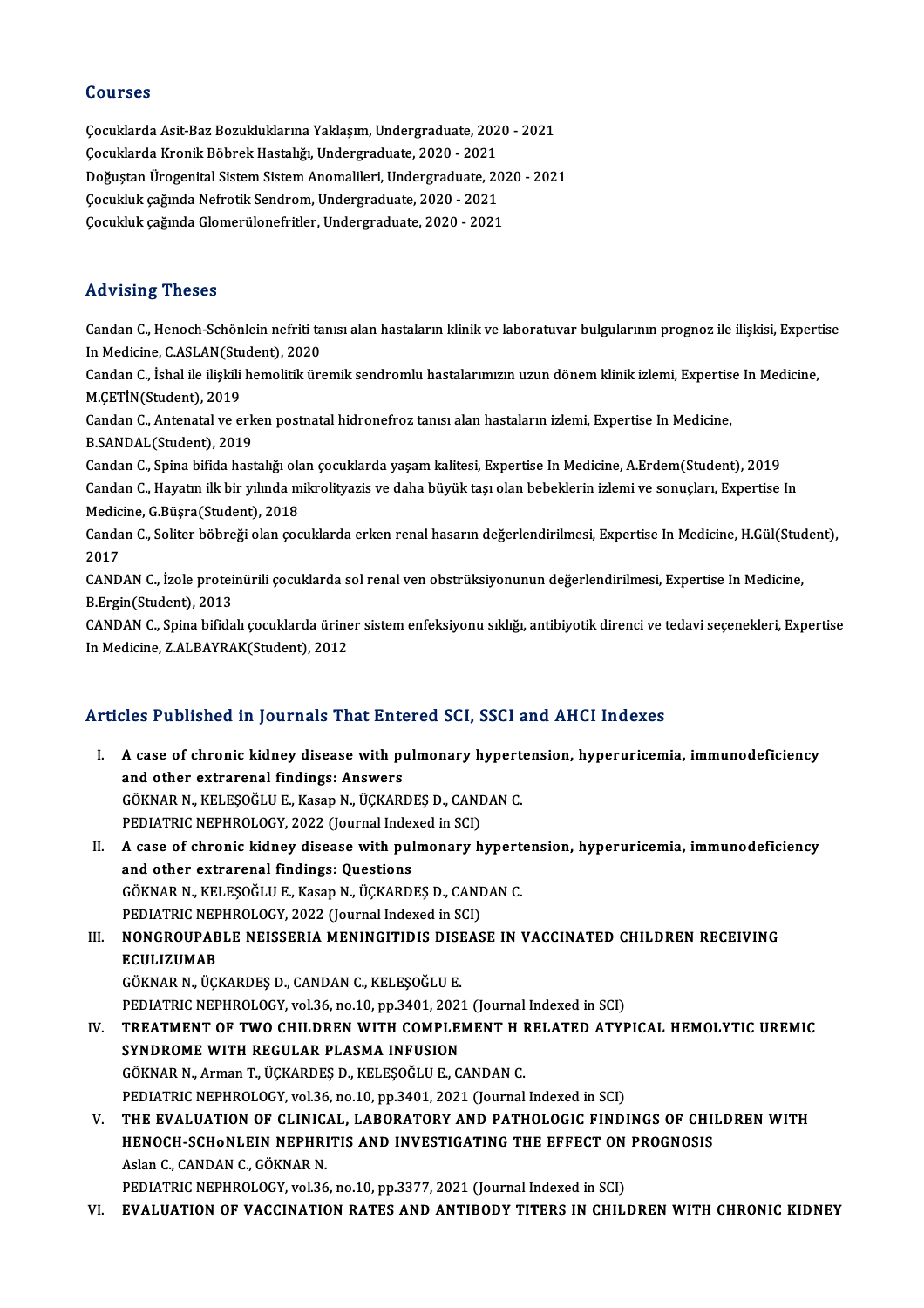## Courses

Çocuklarda Asit-Baz Bozukluklarına Yaklaşım, Undergraduate, 2020 - 2021
Çocuklarda Kronik Böbrek Hastalığı, Undergraduate, 2020 - 2021
Doğuştan Ürogenital Sistem Sistem Anomalileri, Undergraduate, 2020 - 2021
Çocukluk çağında Nefrotik Sendrom, Undergraduate, 2020 - 2021
Çocukluk çağında Glomerülonefritler, Undergraduate, 2020 - 2021

## Advising Theses

Candan C., Henoch-Schönlein nefriti tanısı alan hastaların klinik ve laboratuvar bulgularının prognoz ile ilişkisi, Expertise In Medicine, C.ASLAN(Student), 2020

Candan C., İshal ile ilişkili hemolitik üremik sendromlu hastalarımızın uzun dönem klinik izlemi, Expertise In Medicine, M.ÇETİN(Student), 2019

Candan C., Antenatal ve erken postnatal hidronefroz tanısı alan hastaların izlemi, Expertise In Medicine, B.SANDAL(Student), 2019

Candan C., Spina bifida hastalığı olan çocuklarda yaşam kalitesi, Expertise In Medicine, A.Erdem(Student), 2019

Candan C., Hayatın ilk bir yılında mikrolityazis ve daha büyük taşı olan bebeklerin izlemi ve sonuçları, Expertise In Medicine, G.Büşra(Student), 2018

Candan C., Soliter böbreği olan çocuklarda erken renal hasarın değerlendirilmesi, Expertise In Medicine, H.Gül(Student), 2017

CANDAN C., İzole proteinürili çocuklarda sol renal ven obstrüksiyonunun değerlendirilmesi, Expertise In Medicine, B.Ergin(Student), 2013

CANDAN C., Spina bifidalı çocuklarda üriner sistem enfeksiyonu sıklığı, antibiyotik direnci ve tedavi seçenekleri, Expertise In Medicine, Z.ALBAYRAK(Student), 2012

## Articles Published in Journals That Entered SCI, SSCI and AHCI Indexes

I. **A case of chronic kidney disease with pulmonary hypertension, hyperuricemia, immunodeficiency and other extrarenal findings: Answers**
GÖKNAR N., KELEŞOĞLU E., Kasap N., ÜÇKARDEŞ D., CANDAN C.
PEDIATRIC NEPHROLOGY, 2022 (Journal Indexed in SCI)

II. **A case of chronic kidney disease with pulmonary hypertension, hyperuricemia, immunodeficiency and other extrarenal findings: Questions**
GÖKNAR N., KELEŞOĞLU E., Kasap N., ÜÇKARDEŞ D., CANDAN C.
PEDIATRIC NEPHROLOGY, 2022 (Journal Indexed in SCI)

III. **NONGROUPABLE NEISSERIA MENINGITIDIS DISEASE IN VACCINATED CHILDREN RECEIVING ECULIZUMAB**
GÖKNAR N., ÜÇKARDEŞ D., CANDAN C., KELEŞOĞLU E.
PEDIATRIC NEPHROLOGY, vol.36, no.10, pp.3401, 2021 (Journal Indexed in SCI)

IV. **TREATMENT OF TWO CHILDREN WITH COMPLEMENT H RELATED ATYPICAL HEMOLYTIC UREMIC SYNDROME WITH REGULAR PLASMA INFUSION**
GÖKNAR N., Arman T., ÜÇKARDEŞ D., KELEŞOĞLU E., CANDAN C.
PEDIATRIC NEPHROLOGY, vol.36, no.10, pp.3401, 2021 (Journal Indexed in SCI)

V. **THE EVALUATION OF CLINICAL, LABORATORY AND PATHOLOGIC FINDINGS OF CHILDREN WITH HENOCH-SCHoNLEIN NEPHRITIS AND INVESTIGATING THE EFFECT ON PROGNOSIS**
Aslan C., CANDAN C., GÖKNAR N.
PEDIATRIC NEPHROLOGY, vol.36, no.10, pp.3377, 2021 (Journal Indexed in SCI)

VI. **EVALUATION OF VACCINATION RATES AND ANTIBODY TITERS IN CHILDREN WITH CHRONIC KIDNEY**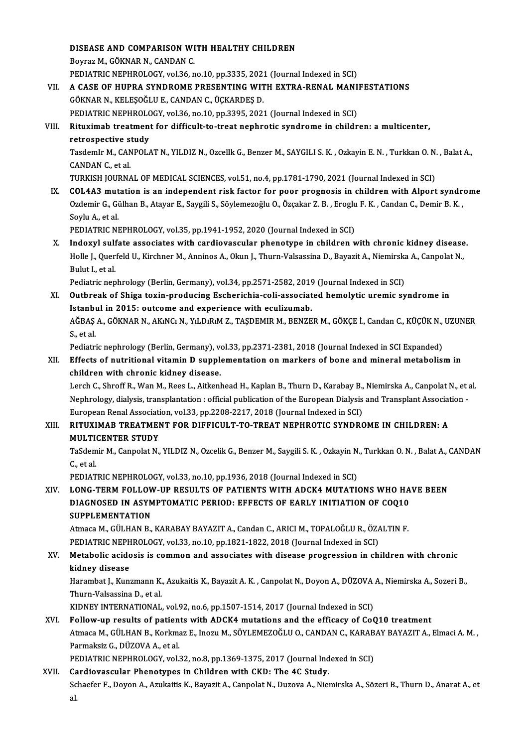DISEASE AND COMPARISON WITH HEALTHY CHILDREN
Boyraz M., GÖKNAR N., CANDAN C.
PEDIATRIC NEPHROLOGY, vol.36, no.10, pp.3335, 2021 (Journal Indexed in SCI)

VII. A CASE OF HUPRA SYNDROME PRESENTING WITH EXTRA-RENAL MANIFESTATIONS
GÖKNAR N., KELEŞOĞLU E., CANDAN C., ÜÇKARDEŞ D.
PEDIATRIC NEPHROLOGY, vol.36, no.10, pp.3395, 2021 (Journal Indexed in SCI)

VIII. Rituximab treatment for difficult-to-treat nephrotic syndrome in children: a multicenter, retrospective study
TasdemIr M., CANPOLAT N., YILDIZ N., Ozcellk G., Benzer M., SAYGILI S. K. , Ozkayin E. N. , Turkkan O. N. , Balat A., CANDAN C., et al.
TURKISH JOURNAL OF MEDICAL SCIENCES, vol.51, no.4, pp.1781-1790, 2021 (Journal Indexed in SCI)

IX. COL4A3 mutation is an independent risk factor for poor prognosis in children with Alport syndrome
Ozdemir G., Gülhan B., Atayar E., Saygili S., Söylemezoğlu O., Özçakar Z. B. , Eroglu F. K. , Candan C., Demir B. K. , Soylu A., et al.
PEDIATRIC NEPHROLOGY, vol.35, pp.1941-1952, 2020 (Journal Indexed in SCI)

X. Indoxyl sulfate associates with cardiovascular phenotype in children with chronic kidney disease.
Holle J., Querfeld U., Kirchner M., Anninos A., Okun J., Thurn-Valsassina D., Bayazit A., Niemirska A., Canpolat N., Bulut I., et al.
Pediatric nephrology (Berlin, Germany), vol.34, pp.2571-2582, 2019 (Journal Indexed in SCI)

XI. Outbreak of Shiga toxin-producing Escherichia-coli-associated hemolytic uremic syndrome in Istanbul in 2015: outcome and experience with eculizumab.
AĞBAŞ A., GÖKNAR N., AKıNCı N., YıLDıRıM Z., TAŞDEMIR M., BENZER M., GÖKÇE İ., Candan C., KÜÇÜK N., UZUNER S., et al.
Pediatric nephrology (Berlin, Germany), vol.33, pp.2371-2381, 2018 (Journal Indexed in SCI Expanded)

XII. Effects of nutritional vitamin D supplementation on markers of bone and mineral metabolism in children with chronic kidney disease.
Lerch C., Shroff R., Wan M., Rees L., Aitkenhead H., Kaplan B., Thurn D., Karabay B., Niemirska A., Canpolat N., et al.
Nephrology, dialysis, transplantation : official publication of the European Dialysis and Transplant Association - European Renal Association, vol.33, pp.2208-2217, 2018 (Journal Indexed in SCI)

XIII. RITUXIMAB TREATMENT FOR DIFFICULT-TO-TREAT NEPHROTIC SYNDROME IN CHILDREN: A MULTICENTER STUDY
TaSdemir M., Canpolat N., YILDIZ N., Ozcelik G., Benzer M., Saygili S. K. , Ozkayin N., Turkkan O. N. , Balat A., CANDAN C., et al.
PEDIATRIC NEPHROLOGY, vol.33, no.10, pp.1936, 2018 (Journal Indexed in SCI)

XIV. LONG-TERM FOLLOW-UP RESULTS OF PATIENTS WITH ADCK4 MUTATIONS WHO HAVE BEEN DIAGNOSED IN ASYMPTOMATIC PERIOD: EFFECTS OF EARLY INITIATION OF COQ10 SUPPLEMENTATION
Atmaca M., GÜLHAN B., KARABAY BAYAZIT A., Candan C., ARICI M., TOPALOĞLU R., ÖZALTIN F.
PEDIATRIC NEPHROLOGY, vol.33, no.10, pp.1821-1822, 2018 (Journal Indexed in SCI)

XV. Metabolic acidosis is common and associates with disease progression in children with chronic kidney disease
Harambat J., Kunzmann K., Azukaitis K., Bayazit A. K. , Canpolat N., Doyon A., DÜZOVA A., Niemirska A., Sozeri B., Thurn-Valsassina D., et al.
KIDNEY INTERNATIONAL, vol.92, no.6, pp.1507-1514, 2017 (Journal Indexed in SCI)

XVI. Follow-up results of patients with ADCK4 mutations and the efficacy of CoQ10 treatment
Atmaca M., GÜLHAN B., Korkmaz E., Inozu M., SÖYLEMEZOĞLU O., CANDAN C., KARABAY BAYAZIT A., Elmaci A. M. , Parmaksiz G., DÜZOVA A., et al.
PEDIATRIC NEPHROLOGY, vol.32, no.8, pp.1369-1375, 2017 (Journal Indexed in SCI)

XVII. Cardiovascular Phenotypes in Children with CKD: The 4C Study.
Schaefer F., Doyon A., Azukaitis K., Bayazit A., Canpolat N., Duzova A., Niemirska A., Sözeri B., Thurn D., Anarat A., et al.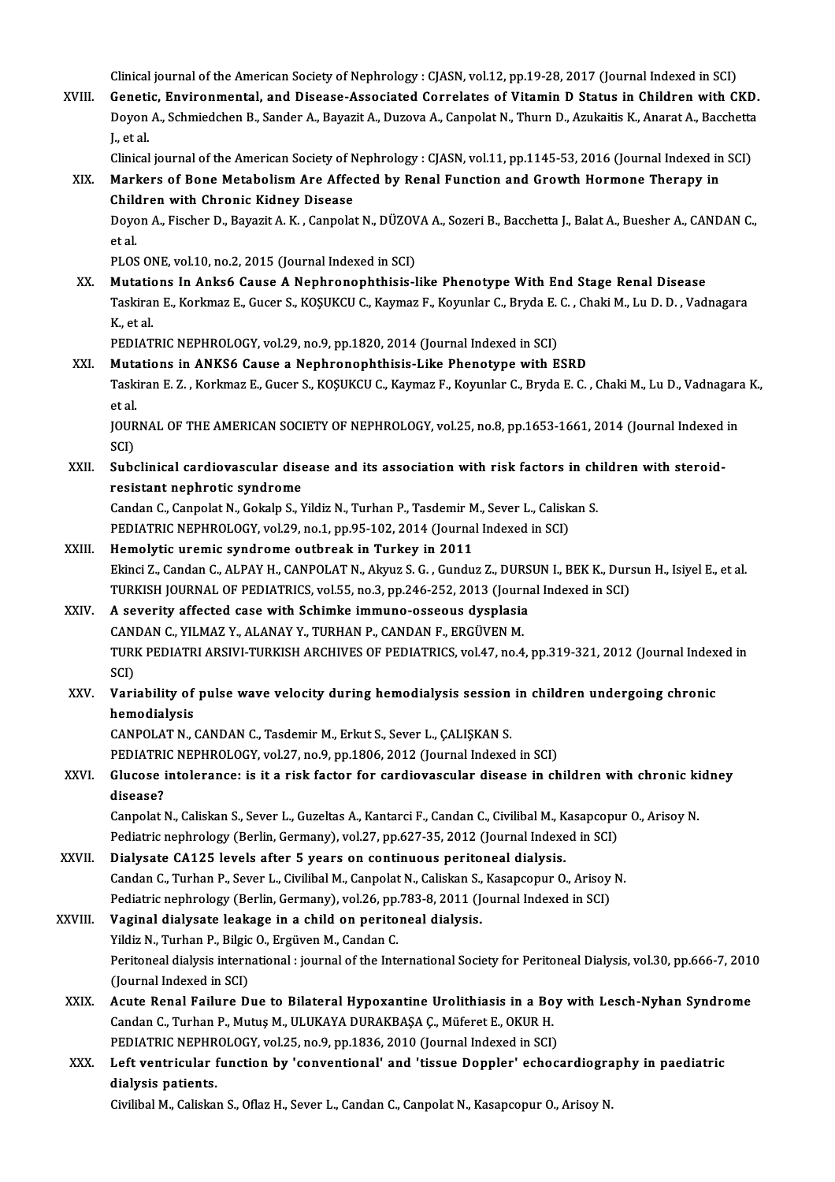Clinical journal of the American Society of Nephrology : CJASN, vol.12, pp.19-28, 2017 (Journal Indexed in SCI)

XVIII. **Genetic, Environmental, and Disease-Associated Correlates of Vitamin D Status in Children with CKD.**
Doyon A., Schmiedchen B., Sander A., Bayazit A., Duzova A., Canpolat N., Thurn D., Azukaitis K., Anarat A., Bacchetta J., et al.
Clinical journal of the American Society of Nephrology : CJASN, vol.11, pp.1145-53, 2016 (Journal Indexed in SCI)

XIX. **Markers of Bone Metabolism Are Affected by Renal Function and Growth Hormone Therapy in Children with Chronic Kidney Disease**
Doyon A., Fischer D., Bayazit A. K. , Canpolat N., DÜZOVA A., Sozeri B., Bacchetta J., Balat A., Buesher A., CANDAN C., et al.
PLOS ONE, vol.10, no.2, 2015 (Journal Indexed in SCI)

XX. **Mutations In Anks6 Cause A Nephronophthisis-like Phenotype With End Stage Renal Disease**
Taskiran E., Korkmaz E., Gucer S., KOŞUKCU C., Kaymaz F., Koyunlar C., Bryda E. C. , Chaki M., Lu D. D. , Vadnagara K., et al.
PEDIATRIC NEPHROLOGY, vol.29, no.9, pp.1820, 2014 (Journal Indexed in SCI)

XXI. **Mutations in ANKS6 Cause a Nephronophthisis-Like Phenotype with ESRD**
Taskiran E. Z. , Korkmaz E., Gucer S., KOŞUKCU C., Kaymaz F., Koyunlar C., Bryda E. C. , Chaki M., Lu D., Vadnagara K., et al.
JOURNAL OF THE AMERICAN SOCIETY OF NEPHROLOGY, vol.25, no.8, pp.1653-1661, 2014 (Journal Indexed in SCI)

XXII. **Subclinical cardiovascular disease and its association with risk factors in children with steroid-resistant nephrotic syndrome**
Candan C., Canpolat N., Gokalp S., Yildiz N., Turhan P., Tasdemir M., Sever L., Caliskan S.
PEDIATRIC NEPHROLOGY, vol.29, no.1, pp.95-102, 2014 (Journal Indexed in SCI)

XXIII. **Hemolytic uremic syndrome outbreak in Turkey in 2011**
Ekinci Z., Candan C., ALPAY H., CANPOLAT N., Akyuz S. G. , Gunduz Z., DURSUN I., BEK K., Dursun H., Isiyel E., et al.
TURKISH JOURNAL OF PEDIATRICS, vol.55, no.3, pp.246-252, 2013 (Journal Indexed in SCI)

XXIV. **A severity affected case with Schimke immuno-osseous dysplasia**
CANDAN C., YILMAZ Y., ALANAY Y., TURHAN P., CANDAN F., ERGÜVEN M.
TURK PEDIATRI ARSIVI-TURKISH ARCHIVES OF PEDIATRICS, vol.47, no.4, pp.319-321, 2012 (Journal Indexed in SCI)

XXV. **Variability of pulse wave velocity during hemodialysis session in children undergoing chronic hemodialysis**
CANPOLAT N., CANDAN C., Tasdemir M., Erkut S., Sever L., ÇALIŞKAN S.
PEDIATRIC NEPHROLOGY, vol.27, no.9, pp.1806, 2012 (Journal Indexed in SCI)

XXVI. **Glucose intolerance: is it a risk factor for cardiovascular disease in children with chronic kidney disease?**
Canpolat N., Caliskan S., Sever L., Guzeltas A., Kantarci F., Candan C., Civilibal M., Kasapcopur O., Arisoy N.
Pediatric nephrology (Berlin, Germany), vol.27, pp.627-35, 2012 (Journal Indexed in SCI)

XXVII. **Dialysate CA125 levels after 5 years on continuous peritoneal dialysis.**
Candan C., Turhan P., Sever L., Civilibal M., Canpolat N., Caliskan S., Kasapcopur O., Arisoy N.
Pediatric nephrology (Berlin, Germany), vol.26, pp.783-8, 2011 (Journal Indexed in SCI)

XXVIII. **Vaginal dialysate leakage in a child on peritoneal dialysis.**
Yildiz N., Turhan P., Bilgic O., Ergüven M., Candan C.
Peritoneal dialysis international : journal of the International Society for Peritoneal Dialysis, vol.30, pp.666-7, 2010 (Journal Indexed in SCI)

XXIX. **Acute Renal Failure Due to Bilateral Hypoxantine Urolithiasis in a Boy with Lesch-Nyhan Syndrome**
Candan C., Turhan P., Mutuş M., ULUKAYA DURAKBAŞA Ç., Müferet E., OKUR H.
PEDIATRIC NEPHROLOGY, vol.25, no.9, pp.1836, 2010 (Journal Indexed in SCI)

XXX. **Left ventricular function by 'conventional' and 'tissue Doppler' echocardiography in paediatric dialysis patients.**
Civilibal M., Caliskan S., Oflaz H., Sever L., Candan C., Canpolat N., Kasapcopur O., Arisoy N.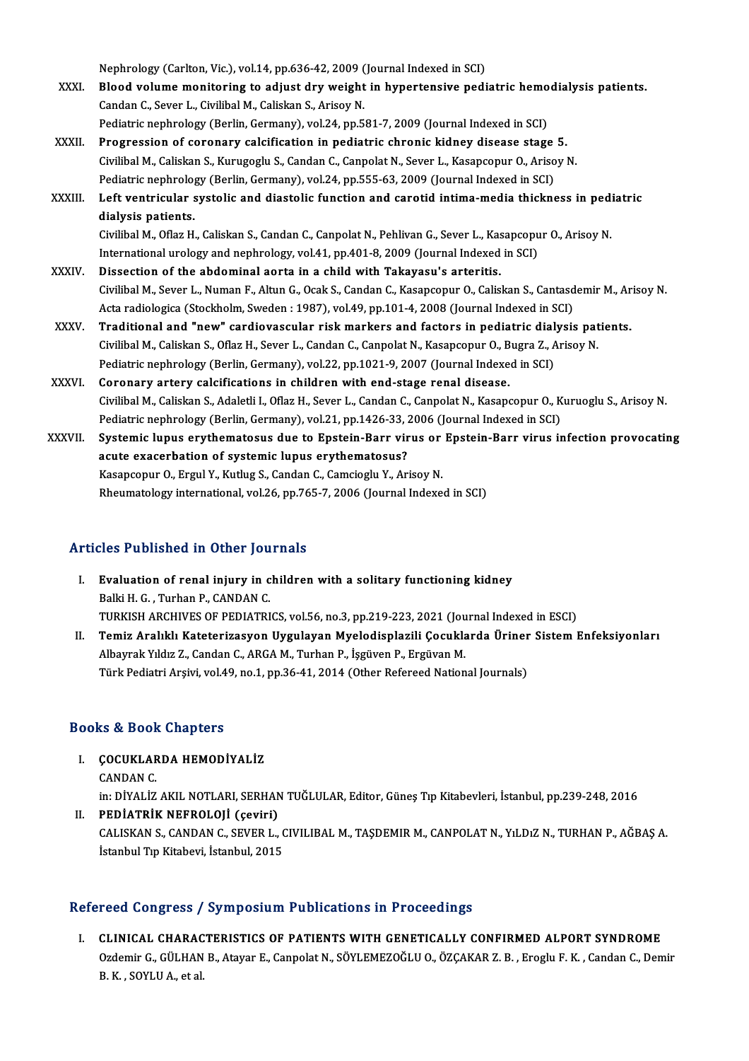Nephrology (Carlton, Vic.), vol.14, pp.636-42, 2009 (Journal Indexed in SCI)

XXXI. **Blood volume monitoring to adjust dry weight in hypertensive pediatric hemodialysis patients.**
Candan C., Sever L., Civilibal M., Caliskan S., Arisoy N.
Pediatric nephrology (Berlin, Germany), vol.24, pp.581-7, 2009 (Journal Indexed in SCI)

XXXII. **Progression of coronary calcification in pediatric chronic kidney disease stage 5.**
Civilibal M., Caliskan S., Kurugoglu S., Candan C., Canpolat N., Sever L., Kasapcopur O., Arisoy N.
Pediatric nephrology (Berlin, Germany), vol.24, pp.555-63, 2009 (Journal Indexed in SCI)

XXXIII. **Left ventricular systolic and diastolic function and carotid intima-media thickness in pediatric dialysis patients.**
Civilibal M., Oflaz H., Caliskan S., Candan C., Canpolat N., Pehlivan G., Sever L., Kasapcopur O., Arisoy N.
International urology and nephrology, vol.41, pp.401-8, 2009 (Journal Indexed in SCI)

XXXIV. **Dissection of the abdominal aorta in a child with Takayasu's arteritis.**
Civilibal M., Sever L., Numan F., Altun G., Ocak S., Candan C., Kasapcopur O., Caliskan S., Cantasdemir M., Arisoy N.
Acta radiologica (Stockholm, Sweden : 1987), vol.49, pp.101-4, 2008 (Journal Indexed in SCI)

XXXV. **Traditional and "new" cardiovascular risk markers and factors in pediatric dialysis patients.**
Civilibal M., Caliskan S., Oflaz H., Sever L., Candan C., Canpolat N., Kasapcopur O., Bugra Z., Arisoy N.
Pediatric nephrology (Berlin, Germany), vol.22, pp.1021-9, 2007 (Journal Indexed in SCI)

XXXVI. **Coronary artery calcifications in children with end-stage renal disease.**
Civilibal M., Caliskan S., Adaletli I., Oflaz H., Sever L., Candan C., Canpolat N., Kasapcopur O., Kuruoglu S., Arisoy N.
Pediatric nephrology (Berlin, Germany), vol.21, pp.1426-33, 2006 (Journal Indexed in SCI)

XXXVII. **Systemic lupus erythematosus due to Epstein-Barr virus or Epstein-Barr virus infection provocating acute exacerbation of systemic lupus erythematosus?**
Kasapcopur O., Ergul Y., Kutlug S., Candan C., Camcioglu Y., Arisoy N.
Rheumatology international, vol.26, pp.765-7, 2006 (Journal Indexed in SCI)

## Articles Published in Other Journals

I. **Evaluation of renal injury in children with a solitary functioning kidney**
Balki H. G. , Turhan P., CANDAN C.
TURKISH ARCHIVES OF PEDIATRICS, vol.56, no.3, pp.219-223, 2021 (Journal Indexed in ESCI)

II. **Temiz Aralıklı Kateterizasyon Uygulayan Myelodisplazili Çocuklarda Üriner Sistem Enfeksiyonları**
Albayrak Yıldız Z., Candan C., ARGA M., Turhan P., İşgüven P., Ergüvan M.
Türk Pediatri Arşivi, vol.49, no.1, pp.36-41, 2014 (Other Refereed National Journals)

## Books & Book Chapters

I. **ÇOCUKLARDA HEMODİYALİZ**
CANDAN C.
in: DİYALİZ AKIL NOTLARI, SERHAN TUĞLULAR, Editor, Güneş Tıp Kitabevleri, İstanbul, pp.239-248, 2016

II. **PEDİATRİK NEFROLOJİ (çeviri)**
CALISKAN S., CANDAN C., SEVER L., CIVILIBAL M., TAŞDEMIR M., CANPOLAT N., YıLDıZ N., TURHAN P., AĞBAŞ A.
İstanbul Tıp Kitabevi, İstanbul, 2015

## Refereed Congress / Symposium Publications in Proceedings

I. **CLINICAL CHARACTERISTICS OF PATIENTS WITH GENETICALLY CONFIRMED ALPORT SYNDROME**
Ozdemir G., GÜLHAN B., Atayar E., Canpolat N., SÖYLEMEZOĞLU O., ÖZÇAKAR Z. B. , Eroglu F. K. , Candan C., Demir B. K. , SOYLU A., et al.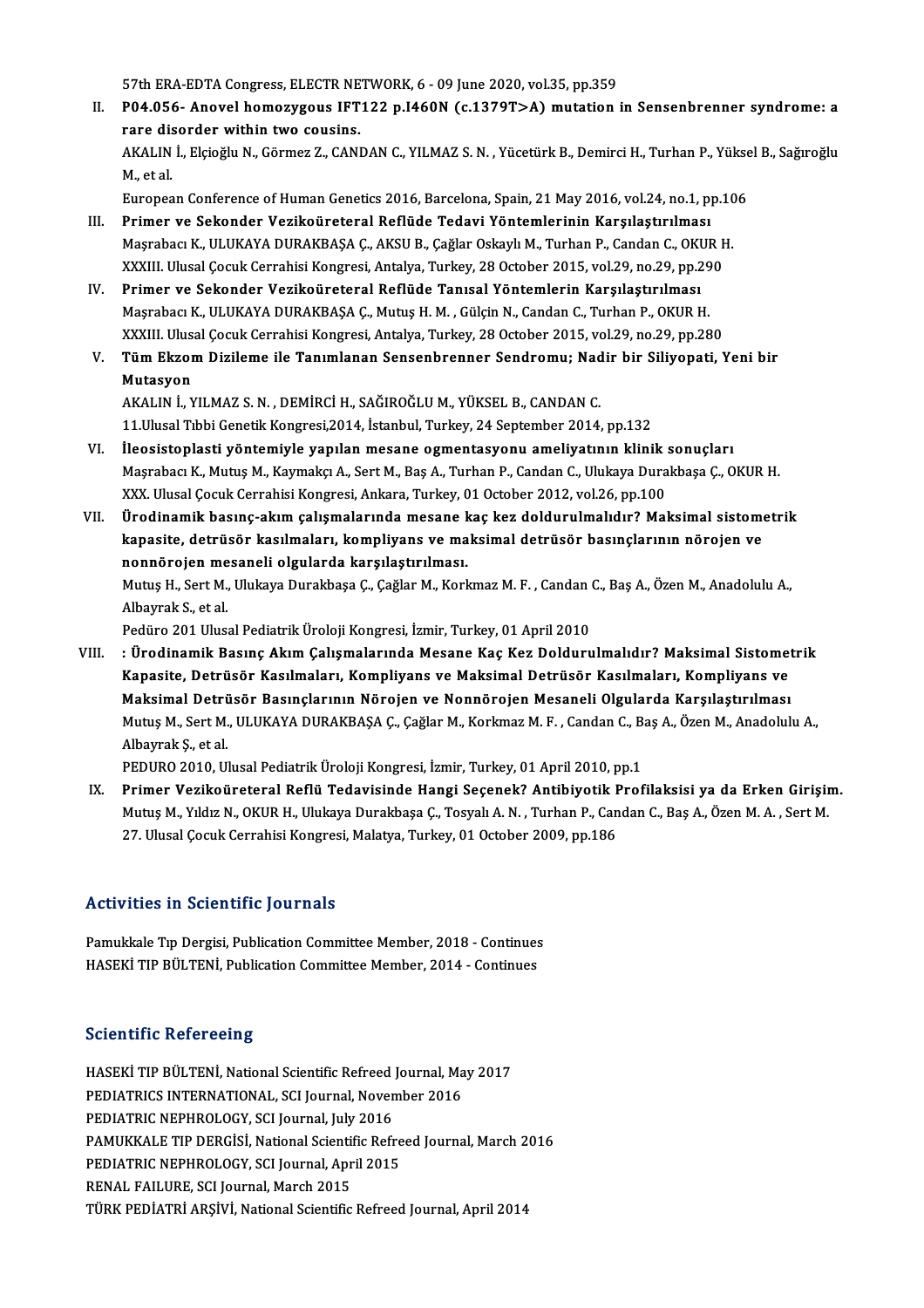57th ERA-EDTA Congress, ELECTR NETWORK, 6 - 09 June 2020, vol.35, pp.359

II. **P04.056- Anovel homozygous IFT122 p.I460N (c.1379T>A) mutation in Sensenbrenner syndrome: a rare disorder within two cousins.**
AKALIN İ., Elçioğlu N., Görmez Z., CANDAN C., YILMAZ S. N. , Yücetürk B., Demirci H., Turhan P., Yüksel B., Sağıroğlu M., et al.
European Conference of Human Genetics 2016, Barcelona, Spain, 21 May 2016, vol.24, no.1, pp.106

III. **Primer ve Sekonder Vezikoüreteral Reflüde Tedavi Yöntemlerinin Karşılaştırılması**
Maşrabacı K., ULUKAYA DURAKBAŞA Ç., AKSU B., Çağlar Oskaylı M., Turhan P., Candan C., OKUR H.
XXXIII. Ulusal Çocuk Cerrahisi Kongresi, Antalya, Turkey, 28 October 2015, vol.29, no.29, pp.290

IV. **Primer ve Sekonder Vezikoüreteral Reflüde Tanısal Yöntemlerin Karşılaştırılması**
Maşrabacı K., ULUKAYA DURAKBAŞA Ç., Mutuş H. M. , Gülçin N., Candan C., Turhan P., OKUR H.
XXXIII. Ulusal Çocuk Cerrahisi Kongresi, Antalya, Turkey, 28 October 2015, vol.29, no.29, pp.280

V. **Tüm Ekzom Dizileme ile Tanımlanan Sensenbrenner Sendromu; Nadir bir Siliyopati, Yeni bir Mutasyon**
AKALIN İ., YILMAZ S. N. , DEMİRCİ H., SAĞIROĞLU M., YÜKSEL B., CANDAN C.
11.Ulusal Tıbbi Genetik Kongresi,2014, İstanbul, Turkey, 24 September 2014, pp.132

VI. **İleosistoplasti yöntemiyle yapılan mesane ogmentasyonu ameliyatının klinik sonuçları**
Maşrabacı K., Mutuş M., Kaymakçı A., Sert M., Baş A., Turhan P., Candan C., Ulukaya Durakbaşa Ç., OKUR H.
XXX. Ulusal Çocuk Cerrahisi Kongresi, Ankara, Turkey, 01 October 2012, vol.26, pp.100

VII. **Ürodinamik basınç-akım çalışmalarında mesane kaç kez doldurulmalıdır? Maksimal sistometrik kapasite, detrüsör kasılmaları, kompliyans ve maksimal detrüsör basınçlarının nörojen ve nonnörojen mesaneli olgularda karşılaştırılması.**
Mutuş H., Sert M., Ulukaya Durakbaşa Ç., Çağlar M., Korkmaz M. F. , Candan C., Baş A., Özen M., Anadolulu A., Albayrak S., et al.
Pedüro 201 Ulusal Pediatrik Üroloji Kongresi, İzmir, Turkey, 01 April 2010

VIII. **: Ürodinamik Basınç Akım Çalışmalarında Mesane Kaç Kez Doldurulmalıdır? Maksimal Sistometrik Kapasite, Detrüsör Kasılmaları, Kompliyans ve Maksimal Detrüsör Kasılmaları, Kompliyans ve Maksimal Detrüsör Basınçlarının Nörojen ve Nonnörojen Mesaneli Olgularda Karşılaştırılması**
Mutuş M., Sert M., ULUKAYA DURAKBAŞA Ç., Çağlar M., Korkmaz M. F. , Candan C., Baş A., Özen M., Anadolulu A., Albayrak Ş., et al.
PEDURO 2010, Ulusal Pediatrik Üroloji Kongresi, İzmir, Turkey, 01 April 2010, pp.1

IX. **Primer Vezikoüreteral Reflü Tedavisinde Hangi Seçenek? Antibiyotik Profilaksisi ya da Erken Girişim.**
Mutuş M., Yıldız N., OKUR H., Ulukaya Durakbaşa Ç., Tosyalı A. N. , Turhan P., Candan C., Baş A., Özen M. A. , Sert M.
27. Ulusal Çocuk Cerrahisi Kongresi, Malatya, Turkey, 01 October 2009, pp.186

## Activities in Scientific Journals

Pamukkale Tıp Dergisi, Publication Committee Member, 2018 - Continues
HASEKİ TIP BÜLTENİ, Publication Committee Member, 2014 - Continues

## Scientific Refereeing

HASEKİ TIP BÜLTENİ, National Scientific Refreed Journal, May 2017
PEDIATRICS INTERNATIONAL, SCI Journal, November 2016
PEDIATRIC NEPHROLOGY, SCI Journal, July 2016
PAMUKKALE TIP DERGİSİ, National Scientific Refreed Journal, March 2016
PEDIATRIC NEPHROLOGY, SCI Journal, April 2015
RENAL FAILURE, SCI Journal, March 2015
TÜRK PEDİATRİ ARŞİVİ, National Scientific Refreed Journal, April 2014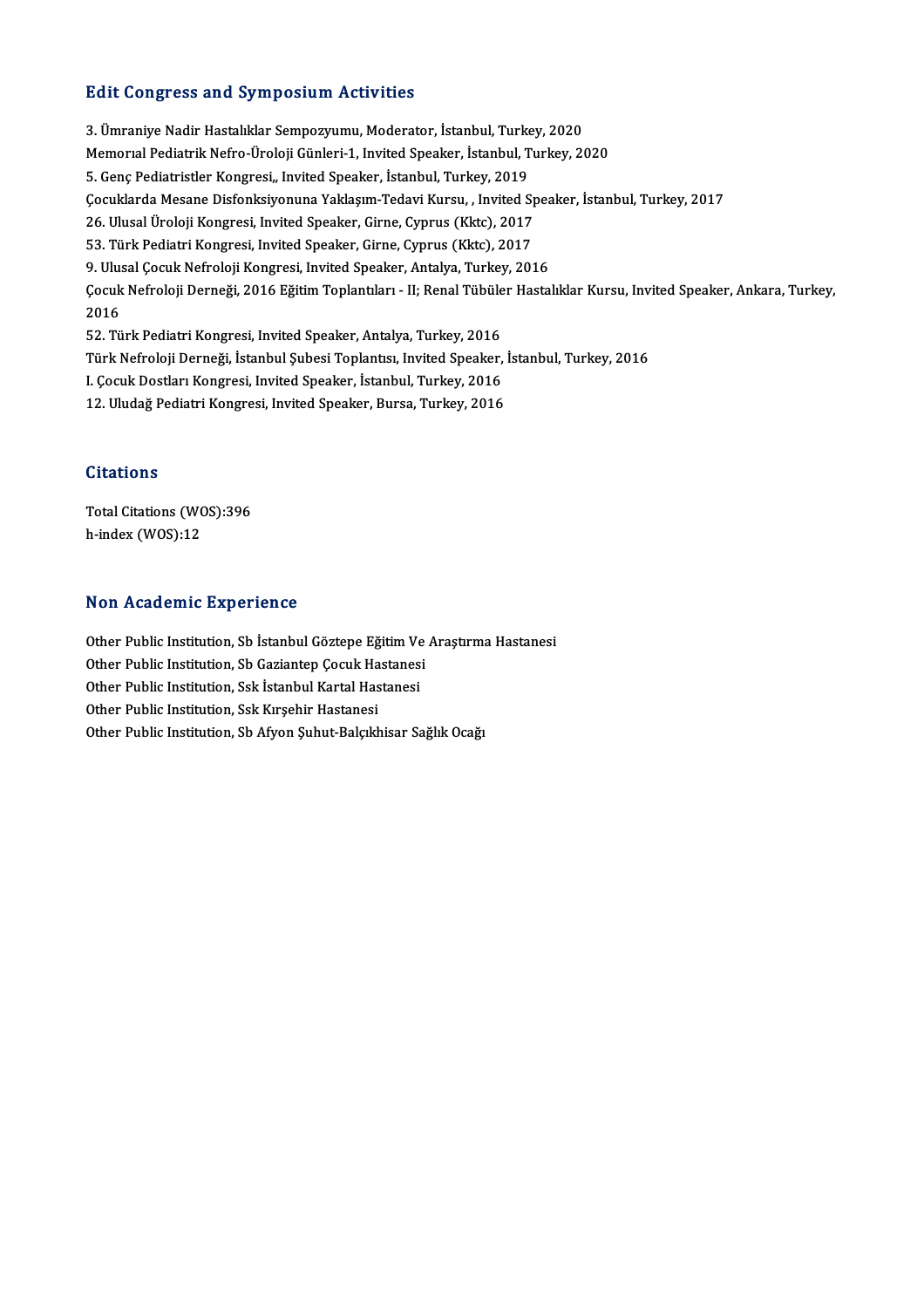## Edit Congress and Symposium Activities

3. Ümraniye Nadir Hastalıklar Sempozyumu, Moderator, İstanbul, Turkey, 2020
Memorıal Pediatrik Nefro-Üroloji Günleri-1, Invited Speaker, İstanbul, Turkey, 2020
5. Genç Pediatristler Kongresi,, Invited Speaker, İstanbul, Turkey, 2019
Çocuklarda Mesane Disfonksiyonuna Yaklaşım-Tedavi Kursu, , Invited Speaker, İstanbul, Turkey, 2017
26. Ulusal Üroloji Kongresi, Invited Speaker, Girne, Cyprus (Kktc), 2017
53. Türk Pediatri Kongresi, Invited Speaker, Girne, Cyprus (Kktc), 2017
9. Ulusal Çocuk Nefroloji Kongresi, Invited Speaker, Antalya, Turkey, 2016
Çocuk Nefroloji Derneği, 2016 Eğitim Toplantıları - II; Renal Tübüler Hastalıklar Kursu, Invited Speaker, Ankara, Turkey, 2016
52. Türk Pediatri Kongresi, Invited Speaker, Antalya, Turkey, 2016
Türk Nefroloji Derneği, İstanbul Şubesi Toplantısı, Invited Speaker, İstanbul, Turkey, 2016
I. Çocuk Dostları Kongresi, Invited Speaker, İstanbul, Turkey, 2016
12. Uludağ Pediatri Kongresi, Invited Speaker, Bursa, Turkey, 2016

## Citations

Total Citations (WOS):396
h-index (WOS):12

## Non Academic Experience

Other Public Institution, Sb İstanbul Göztepe Eğitim Ve Araştırma Hastanesi
Other Public Institution, Sb Gaziantep Çocuk Hastanesi
Other Public Institution, Ssk İstanbul Kartal Hastanesi
Other Public Institution, Ssk Kırşehir Hastanesi
Other Public Institution, Sb Afyon Şuhut-Balçıkhisar Sağlık Ocağı